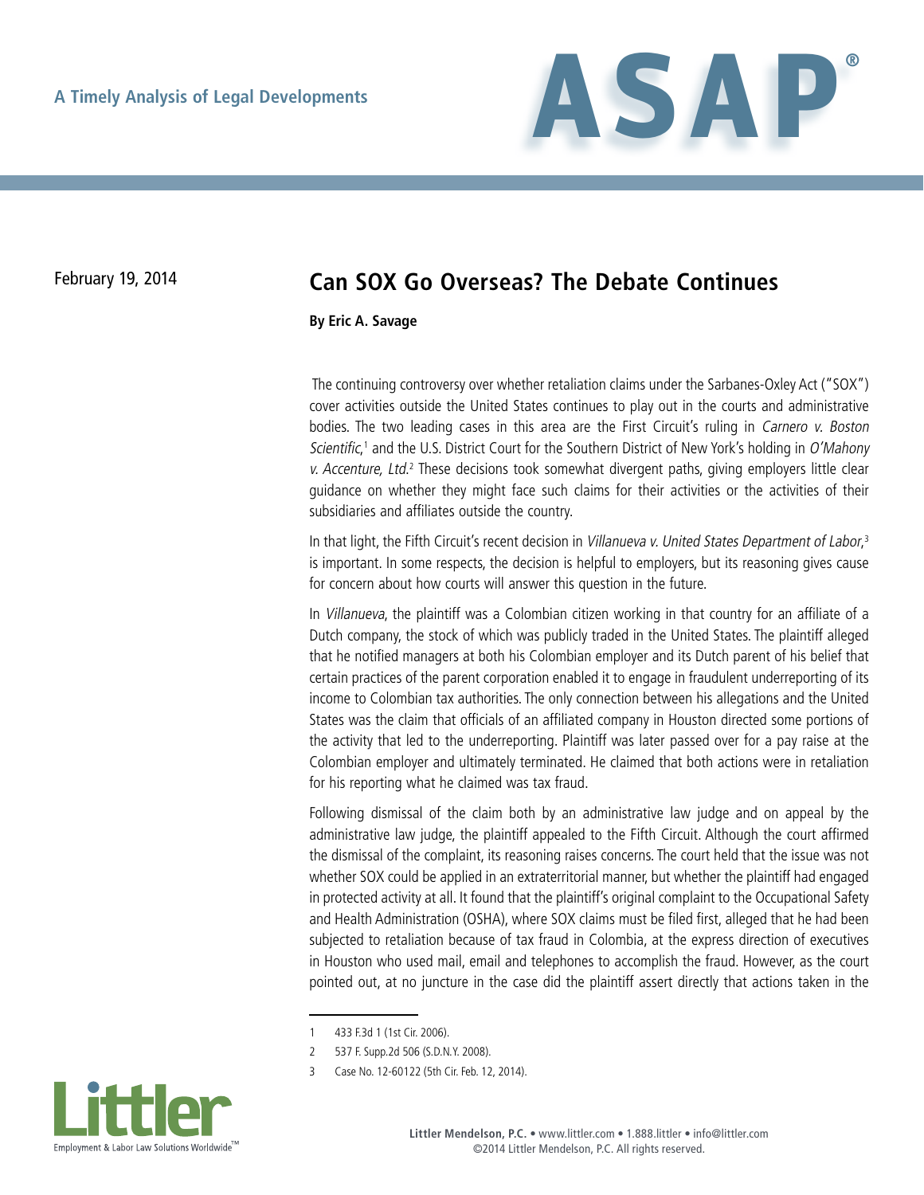A Timely Analysis of Legal Developments

# ASAP®

February 19, 2014

## Can SOX Go Overseas? The Debate Continues

**By Eric A. Savage**

The continuing controversy over whether retaliation claims under the Sarbanes-Oxley Act ("SOX") cover activities outside the United States continues to play out in the courts and administrative bodies. The two leading cases in this area are the First Circuit's ruling in *Carnero v. Boston Scientific*,[1] and the U.S. District Court for the Southern District of New York's holding in *O'Mahony v. Accenture, Ltd.*[2] These decisions took somewhat divergent paths, giving employers little clear guidance on whether they might face such claims for their activities or the activities of their subsidiaries and affiliates outside the country.

In that light, the Fifth Circuit's recent decision in *Villanueva v. United States Department of Labor*,[3] is important. In some respects, the decision is helpful to employers, but its reasoning gives cause for concern about how courts will answer this question in the future.

In *Villanueva*, the plaintiff was a Colombian citizen working in that country for an affiliate of a Dutch company, the stock of which was publicly traded in the United States. The plaintiff alleged that he notified managers at both his Colombian employer and its Dutch parent of his belief that certain practices of the parent corporation enabled it to engage in fraudulent underreporting of its income to Colombian tax authorities. The only connection between his allegations and the United States was the claim that officials of an affiliated company in Houston directed some portions of the activity that led to the underreporting. Plaintiff was later passed over for a pay raise at the Colombian employer and ultimately terminated. He claimed that both actions were in retaliation for his reporting what he claimed was tax fraud.

Following dismissal of the claim both by an administrative law judge and on appeal by the administrative law judge, the plaintiff appealed to the Fifth Circuit. Although the court affirmed the dismissal of the complaint, its reasoning raises concerns. The court held that the issue was not whether SOX could be applied in an extraterritorial manner, but whether the plaintiff had engaged in protected activity at all. It found that the plaintiff's original complaint to the Occupational Safety and Health Administration (OSHA), where SOX claims must be filed first, alleged that he had been subjected to retaliation because of tax fraud in Colombia, at the express direction of executives in Houston who used mail, email and telephones to accomplish the fraud. However, as the court pointed out, at no juncture in the case did the plaintiff assert directly that actions taken in the

---

1 433 F.3d 1 (1st Cir. 2006).

2 537 F. Supp.2d 506 (S.D.N.Y. 2008).

3 Case No. 12-60122 (5th Cir. Feb. 12, 2014).

Littler — Employment & Labor Law Solutions Worldwide™

**Littler Mendelson, P.C.** • www.littler.com • 1.888.littler • info@littler.com
©2014 Littler Mendelson, P.C. All rights reserved.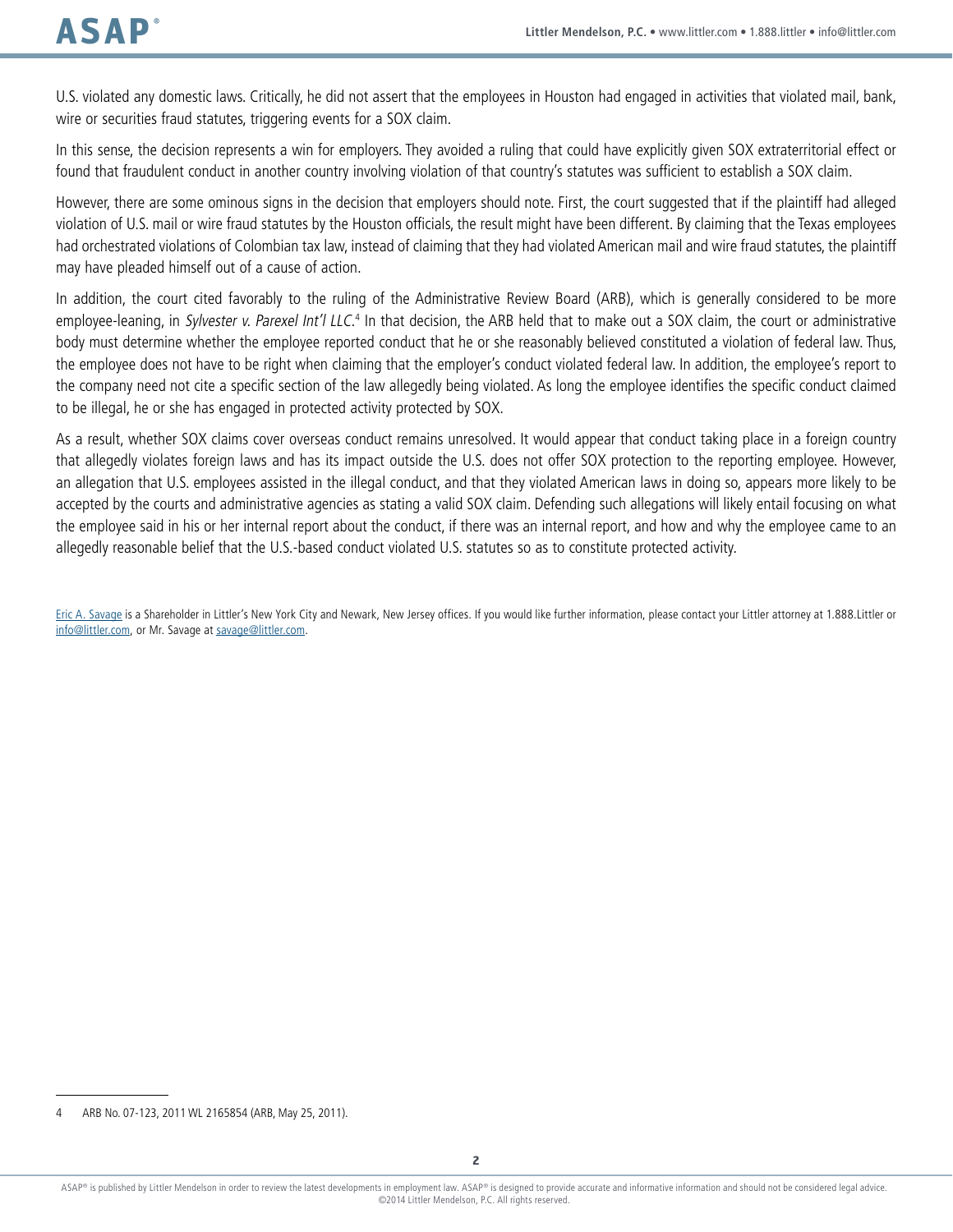U.S. violated any domestic laws. Critically, he did not assert that the employees in Houston had engaged in activities that violated mail, bank, wire or securities fraud statutes, triggering events for a SOX claim.

In this sense, the decision represents a win for employers. They avoided a ruling that could have explicitly given SOX extraterritorial effect or found that fraudulent conduct in another country involving violation of that country's statutes was sufficient to establish a SOX claim.

However, there are some ominous signs in the decision that employers should note. First, the court suggested that if the plaintiff had alleged violation of U.S. mail or wire fraud statutes by the Houston officials, the result might have been different. By claiming that the Texas employees had orchestrated violations of Colombian tax law, instead of claiming that they had violated American mail and wire fraud statutes, the plaintiff may have pleaded himself out of a cause of action.

In addition, the court cited favorably to the ruling of the Administrative Review Board (ARB), which is generally considered to be more employee-leaning, in *Sylvester v. Parexel Int'l LLC*.[4] In that decision, the ARB held that to make out a SOX claim, the court or administrative body must determine whether the employee reported conduct that he or she reasonably believed constituted a violation of federal law. Thus, the employee does not have to be right when claiming that the employer's conduct violated federal law. In addition, the employee's report to the company need not cite a specific section of the law allegedly being violated. As long the employee identifies the specific conduct claimed to be illegal, he or she has engaged in protected activity protected by SOX.

As a result, whether SOX claims cover overseas conduct remains unresolved. It would appear that conduct taking place in a foreign country that allegedly violates foreign laws and has its impact outside the U.S. does not offer SOX protection to the reporting employee. However, an allegation that U.S. employees assisted in the illegal conduct, and that they violated American laws in doing so, appears more likely to be accepted by the courts and administrative agencies as stating a valid SOX claim. Defending such allegations will likely entail focusing on what the employee said in his or her internal report about the conduct, if there was an internal report, and how and why the employee came to an allegedly reasonable belief that the U.S.-based conduct violated U.S. statutes so as to constitute protected activity.

Eric A. Savage is a Shareholder in Littler's New York City and Newark, New Jersey offices. If you would like further information, please contact your Littler attorney at 1.888.Littler or info@littler.com, or Mr. Savage at savage@littler.com.

---

4 ARB No. 07-123, 2011 WL 2165854 (ARB, May 25, 2011).

ASAP® is published by Littler Mendelson in order to review the latest developments in employment law. ASAP® is designed to provide accurate and informative information and should not be considered legal advice. ©2014 Littler Mendelson, P.C. All rights reserved.